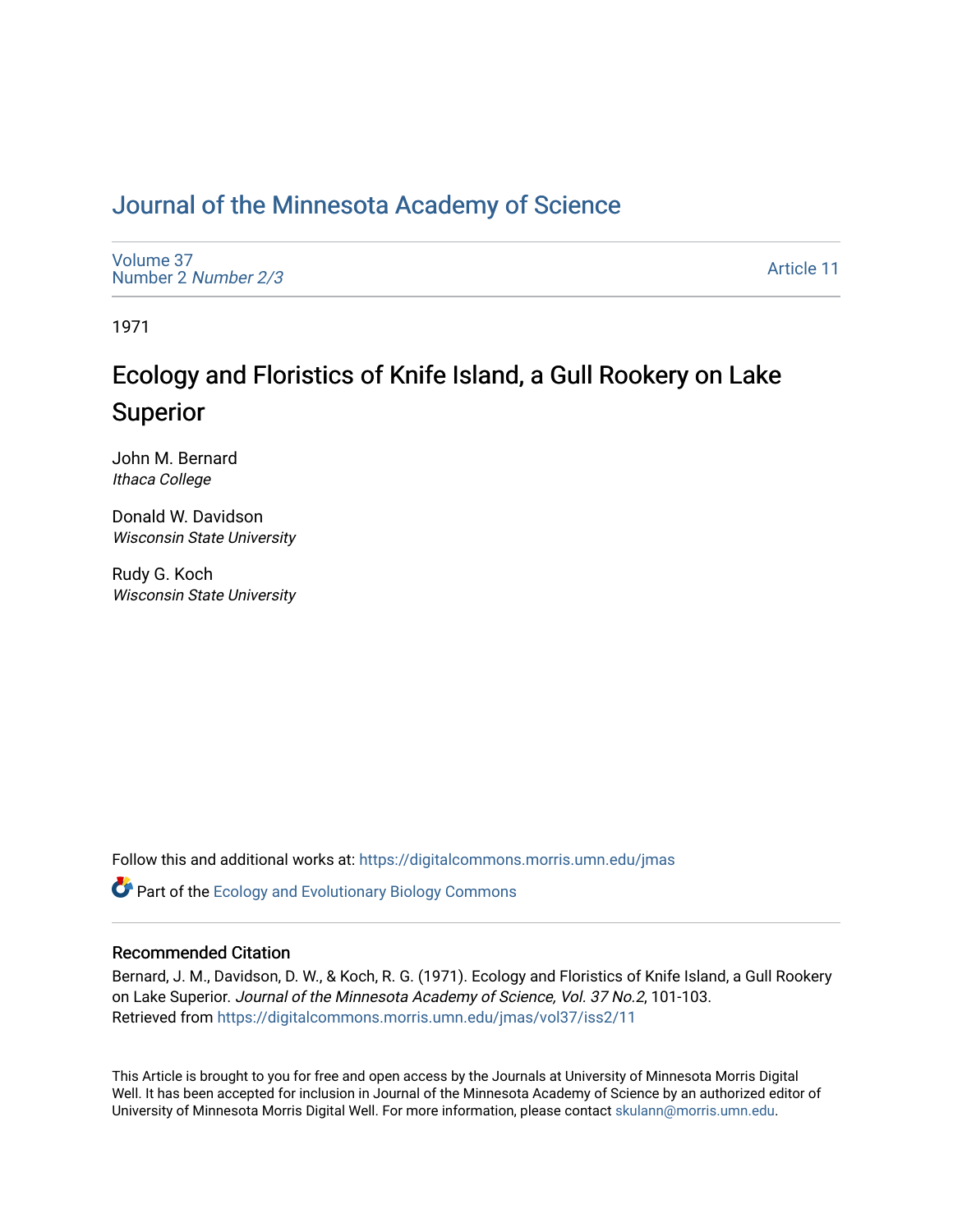# Journal of the Minnesota Academy of Science

Volume 37
Number 2 *Number 2/3*

Article 11

1971

## Ecology and Floristics of Knife Island, a Gull Rookery on Lake Superior

John M. Bernard
*Ithaca College*

Donald W. Davidson
*Wisconsin State University*

Rudy G. Koch
*Wisconsin State University*

Follow this and additional works at: https://digitalcommons.morris.umn.edu/jmas

Part of the Ecology and Evolutionary Biology Commons

### Recommended Citation

Bernard, J. M., Davidson, D. W., & Koch, R. G. (1971). Ecology and Floristics of Knife Island, a Gull Rookery on Lake Superior. *Journal of the Minnesota Academy of Science, Vol. 37 No.2*, 101-103.
Retrieved from https://digitalcommons.morris.umn.edu/jmas/vol37/iss2/11

This Article is brought to you for free and open access by the Journals at University of Minnesota Morris Digital Well. It has been accepted for inclusion in Journal of the Minnesota Academy of Science by an authorized editor of University of Minnesota Morris Digital Well. For more information, please contact skulann@morris.umn.edu.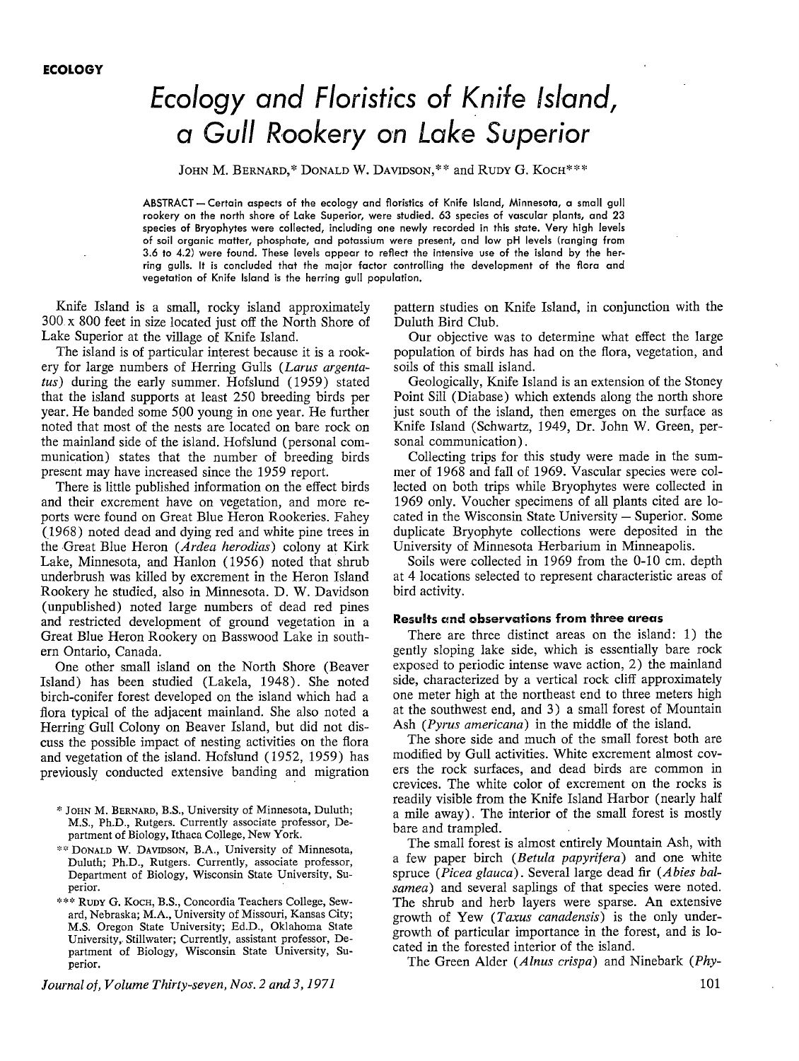ECOLOGY

# Ecology and Floristics of Knife Island, a Gull Rookery on Lake Superior

JOHN M. BERNARD,* DONALD W. DAVIDSON,** and RUDY G. KOCH***

ABSTRACT — Certain aspects of the ecology and floristics of Knife Island, Minnesota, a small gull rookery on the north shore of Lake Superior, were studied. 63 species of vascular plants, and 23 species of Bryophytes were collected, including one newly recorded in this state. Very high levels of soil organic matter, phosphate, and potassium were present, and low pH levels (ranging from 3.6 to 4.2) were found. These levels appear to reflect the intensive use of the island by the herring gulls. It is concluded that the major factor controlling the development of the flora and vegetation of Knife Island is the herring gull population.

Knife Island is a small, rocky island approximately 300 x 800 feet in size located just off the North Shore of Lake Superior at the village of Knife Island.

The island is of particular interest because it is a rookery for large numbers of Herring Gulls (*Larus argentatus*) during the early summer. Hofslund (1959) stated that the island supports at least 250 breeding birds per year. He banded some 500 young in one year. He further noted that most of the nests are located on bare rock on the mainland side of the island. Hofslund (personal communication) states that the number of breeding birds present may have increased since the 1959 report.

There is little published information on the effect birds and their excrement have on vegetation, and more reports were found on Great Blue Heron Rookeries. Fahey (1968) noted dead and dying red and white pine trees in the Great Blue Heron (*Ardea herodias*) colony at Kirk Lake, Minnesota, and Hanlon (1956) noted that shrub underbrush was killed by excrement in the Heron Island Rookery he studied, also in Minnesota. D. W. Davidson (unpublished) noted large numbers of dead red pines and restricted development of ground vegetation in a Great Blue Heron Rookery on Basswood Lake in southern Ontario, Canada.

One other small island on the North Shore (Beaver Island) has been studied (Lakela, 1948). She noted birch-conifer forest developed on the island which had a flora typical of the adjacent mainland. She also noted a Herring Gull Colony on Beaver Island, but did not discuss the possible impact of nesting activities on the flora and vegetation of the island. Hofslund (1952, 1959) has previously conducted extensive banding and migration pattern studies on Knife Island, in conjunction with the Duluth Bird Club.

Our objective was to determine what effect the large population of birds has had on the flora, vegetation, and soils of this small island.

Geologically, Knife Island is an extension of the Stoney Point Sill (Diabase) which extends along the north shore just south of the island, then emerges on the surface as Knife Island (Schwartz, 1949, Dr. John W. Green, personal communication).

Collecting trips for this study were made in the summer of 1968 and fall of 1969. Vascular species were collected on both trips while Bryophytes were collected in 1969 only. Voucher specimens of all plants cited are located in the Wisconsin State University – Superior. Some duplicate Bryophyte collections were deposited in the University of Minnesota Herbarium in Minneapolis.

Soils were collected in 1969 from the 0-10 cm. depth at 4 locations selected to represent characteristic areas of bird activity.

### Results and observations from three areas

There are three distinct areas on the island: 1) the gently sloping lake side, which is essentially bare rock exposed to periodic intense wave action, 2) the mainland side, characterized by a vertical rock cliff approximately one meter high at the northeast end to three meters high at the southwest end, and 3) a small forest of Mountain Ash (*Pyrus americana*) in the middle of the island.

The shore side and much of the small forest both are modified by Gull activities. White excrement almost covers the rock surfaces, and dead birds are common in crevices. The white color of excrement on the rocks is readily visible from the Knife Island Harbor (nearly half a mile away). The interior of the small forest is mostly bare and trampled.

The small forest is almost entirely Mountain Ash, with a few paper birch (*Betula papyrifera*) and one white spruce (*Picea glauca*). Several large dead fir (*Abies balsamea*) and several saplings of that species were noted. The shrub and herb layers were sparse. An extensive growth of Yew (*Taxus canadensis*) is the only undergrowth of particular importance in the forest, and is located in the forested interior of the island.

The Green Alder (*Alnus crispa*) and Ninebark (*Phy-*

\* JOHN M. BERNARD, B.S., University of Minnesota, Duluth; M.S., Ph.D., Rutgers. Currently associate professor, Department of Biology, Ithaca College, New York.

\*\* DONALD W. DAVIDSON, B.A., University of Minnesota, Duluth; Ph.D., Rutgers. Currently, associate professor, Department of Biology, Wisconsin State University, Superior.

\*\*\* RUDY G. KOCH, B.S., Concordia Teachers College, Seward, Nebraska; M.A., University of Missouri, Kansas City; M.S. Oregon State University; Ed.D., Oklahoma State University, Stillwater; Currently, assistant professor, Department of Biology, Wisconsin State University, Superior.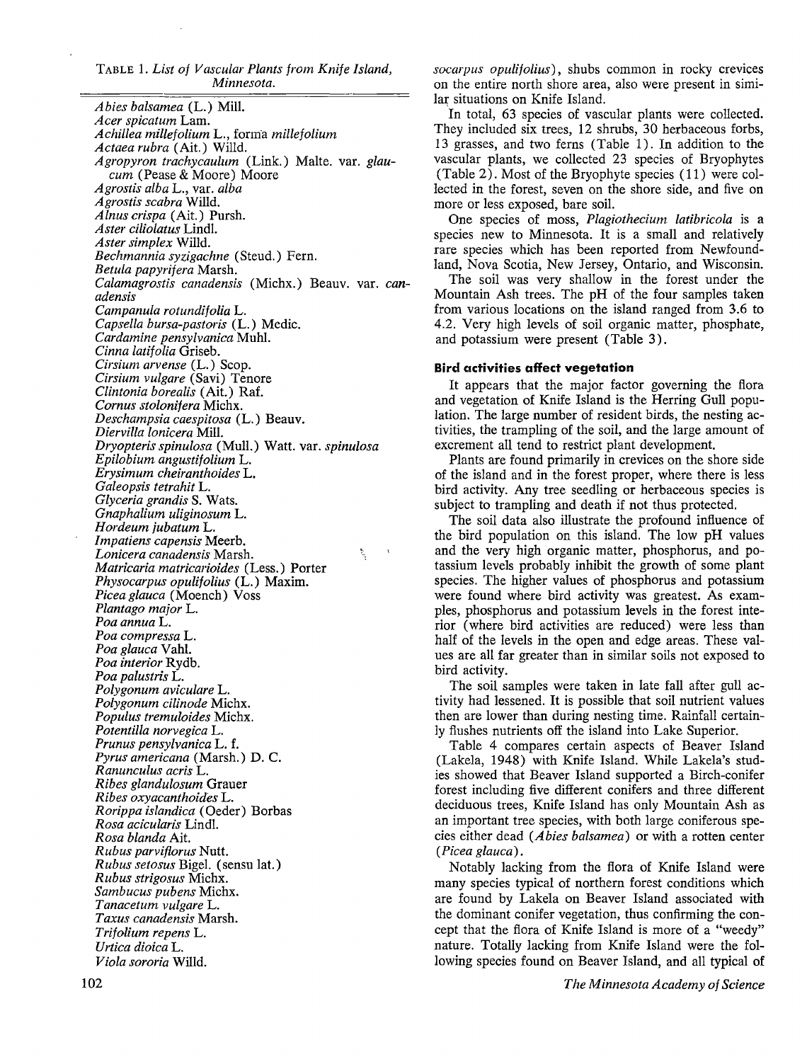TABLE 1. *List of Vascular Plants from Knife Island, Minnesota.*

*Abies balsamea* (L.) Mill.
*Acer spicatum* Lam.
*Achillea millefolium* L., forma *millefolium*
*Actaea rubra* (Ait.) Willd.
*Agropyron trachycaulum* (Link.) Malte. var. *glaucum* (Pease & Moore) Moore
*Agrostis alba* L., var. *alba*
*Agrostis scabra* Willd.
*Alnus crispa* (Ait.) Pursh.
*Aster ciliolatus* Lindl.
*Aster simplex* Willd.
*Bechmannia syzigachne* (Steud.) Fern.
*Betula papyrifera* Marsh.
*Calamagrostis canadensis* (Michx.) Beauv. var. *canadensis*
*Campanula rotundifolia* L.
*Capsella bursa-pastoris* (L.) Medic.
*Cardamine pensylvanica* Muhl.
*Cinna latifolia* Griseb.
*Cirsium arvense* (L.) Scop.
*Cirsium vulgare* (Savi) Tenore
*Clintonia borealis* (Ait.) Raf.
*Cornus stolonifera* Michx.
*Deschampsia caespitosa* (L.) Beauv.
*Diervilla lonicera* Mill.
*Dryopteris spinulosa* (Mull.) Watt. var. *spinulosa*
*Epilobium angustifolium* L.
*Erysimum cheiranthoides* L.
*Galeopsis tetrahit* L.
*Glyceria grandis* S. Wats.
*Gnaphalium uliginosum* L.
*Hordeum jubatum* L.
*Impatiens capensis* Meerb.
*Lonicera canadensis* Marsh.
*Matricaria matricarioides* (Less.) Porter
*Physocarpus opulifolius* (L.) Maxim.
*Picea glauca* (Moench) Voss
*Plantago major* L.
*Poa annua* L.
*Poa compressa* L.
*Poa glauca* Vahl.
*Poa interior* Rydb.
*Poa palustris* L.
*Polygonum aviculare* L.
*Polygonum cilinode* Michx.
*Populus tremuloides* Michx.
*Potentilla norvegica* L.
*Prunus pensylvanica* L. f.
*Pyrus americana* (Marsh.) D. C.
*Ranunculus acris* L.
*Ribes glandulosum* Grauer
*Ribes oxyacanthoides* L.
*Rorippa islandica* (Oeder) Borbas
*Rosa acicularis* Lindl.
*Rosa blanda* Ait.
*Rubus parviflorus* Nutt.
*Rubus setosus* Bigel. (sensu lat.)
*Rubus strigosus* Michx.
*Sambucus pubens* Michx.
*Tanacetum vulgare* L.
*Taxus canadensis* Marsh.
*Trifolium repens* L.
*Urtica dioica* L.
*Viola sororia* Willd.

*socarpus opulifolius*), shubs common in rocky crevices on the entire north shore area, also were present in similar situations on Knife Island.

In total, 63 species of vascular plants were collected. They included six trees, 12 shrubs, 30 herbaceous forbs, 13 grasses, and two ferns (Table 1). In addition to the vascular plants, we collected 23 species of Bryophytes (Table 2). Most of the Bryophyte species (11) were collected in the forest, seven on the shore side, and five on more or less exposed, bare soil.

One species of moss, *Plagiothecium latibricola* is a species new to Minnesota. It is a small and relatively rare species which has been reported from Newfoundland, Nova Scotia, New Jersey, Ontario, and Wisconsin.

The soil was very shallow in the forest under the Mountain Ash trees. The pH of the four samples taken from various locations on the island ranged from 3.6 to 4.2. Very high levels of soil organic matter, phosphate, and potassium were present (Table 3).

### Bird activities affect vegetation

It appears that the major factor governing the flora and vegetation of Knife Island is the Herring Gull population. The large number of resident birds, the nesting activities, the trampling of the soil, and the large amount of excrement all tend to restrict plant development.

Plants are found primarily in crevices on the shore side of the island and in the forest proper, where there is less bird activity. Any tree seedling or herbaceous species is subject to trampling and death if not thus protected.

The soil data also illustrate the profound influence of the bird population on this island. The low pH values and the very high organic matter, phosphorus, and potassium levels probably inhibit the growth of some plant species. The higher values of phosphorus and potassium were found where bird activity was greatest. As examples, phosphorus and potassium levels in the forest interior (where bird activities are reduced) were less than half of the levels in the open and edge areas. These values are all far greater than in similar soils not exposed to bird activity.

The soil samples were taken in late fall after gull activity had lessened. It is possible that soil nutrient values then are lower than during nesting time. Rainfall certainly flushes nutrients off the island into Lake Superior.

Table 4 compares certain aspects of Beaver Island (Lakela, 1948) with Knife Island. While Lakela's studies showed that Beaver Island supported a Birch-conifer forest including five different conifers and three different deciduous trees, Knife Island has only Mountain Ash as an important tree species, with both large coniferous species either dead (*Abies balsamea*) or with a rotten center (*Picea glauca*).

Notably lacking from the flora of Knife Island were many species typical of northern forest conditions which are found by Lakela on Beaver Island associated with the dominant conifer vegetation, thus confirming the concept that the flora of Knife Island is more of a "weedy" nature. Totally lacking from Knife Island were the following species found on Beaver Island, and all typical of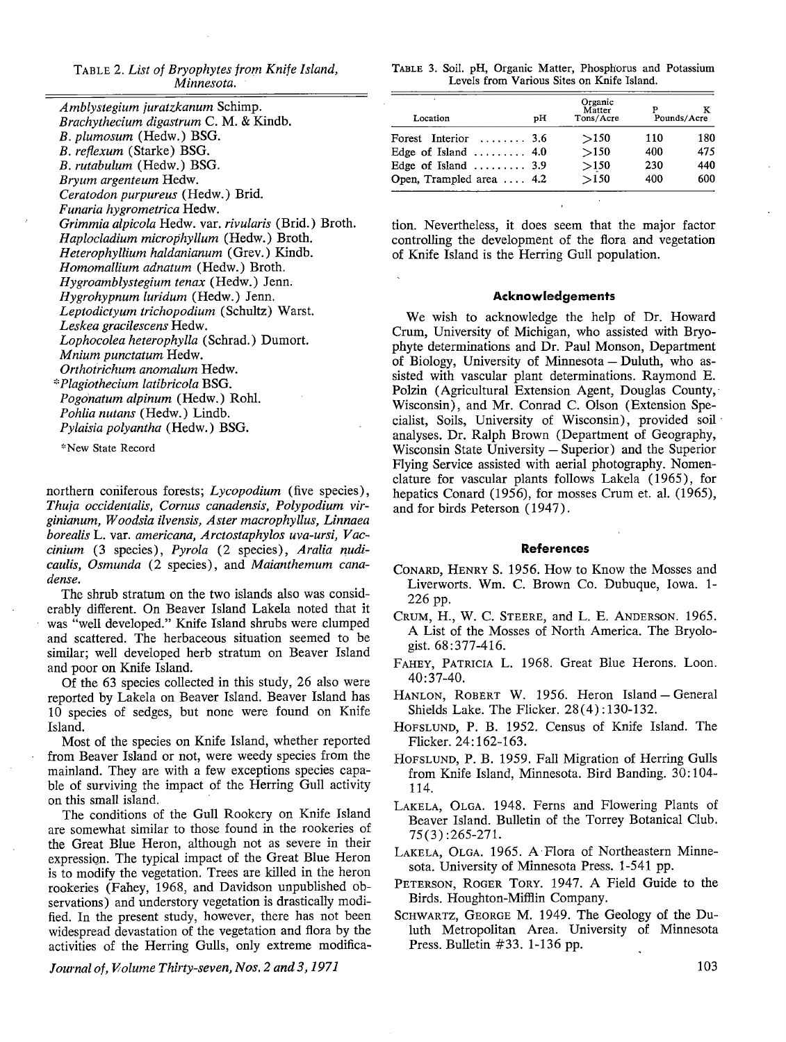TABLE 2. *List of Bryophytes from Knife Island, Minnesota.*

*Amblystegium juratzkanum* Schimp.
*Brachythecium digastrum* C. M. & Kindb.
*B. plumosum* (Hedw.) BSG.
*B. reflexum* (Starke) BSG.
*B. rutabulum* (Hedw.) BSG.
*Bryum argenteum* Hedw.
*Ceratodon purpureus* (Hedw.) Brid.
*Funaria hygrometrica* Hedw.
*Grimmia alpicola* Hedw. var. *rivularis* (Brid.) Broth.
*Haplocladium microphyllum* (Hedw.) Broth.
*Heterophyllium haldanianum* (Grev.) Kindb.
*Homomallium adnatum* (Hedw.) Broth.
*Hygroamblystegium tenax* (Hedw.) Jenn.
*Hygrohypnum luridum* (Hedw.) Jenn.
*Leptodictyum trichopodium* (Schultz) Warst.
*Leskea gracilescens* Hedw.
*Lophocolea heterophylla* (Schrad.) Dumort.
*Mnium punctatum* Hedw.
*Orthotrichum anomalum* Hedw.
\**Plagiothecium latibricola* BSG.
*Pogonatum alpinum* (Hedw.) Rohl.
*Pohlia nutans* (Hedw.) Lindb.
*Pylaisia polyantha* (Hedw.) BSG.

\*New State Record

northern coniferous forests; *Lycopodium* (five species), *Thuja occidentalis, Cornus canadensis, Polypodium virginianum, Woodsia ilvensis, Aster macrophyllus, Linnaea borealis* L. var. *americana, Arctostaphylos uva-ursi, Vaccinium* (3 species), *Pyrola* (2 species), *Aralia nudicaulis, Osmunda* (2 species), and *Maianthemum canadense.*

The shrub stratum on the two islands also was considerably different. On Beaver Island Lakela noted that it was "well developed." Knife Island shrubs were clumped and scattered. The herbaceous situation seemed to be similar; well developed herb stratum on Beaver Island and poor on Knife Island.

Of the 63 species collected in this study, 26 also were reported by Lakela on Beaver Island. Beaver Island has 10 species of sedges, but none were found on Knife Island.

Most of the species on Knife Island, whether reported from Beaver Island or not, were weedy species from the mainland. They are with a few exceptions species capable of surviving the impact of the Herring Gull activity on this small island.

The conditions of the Gull Rookery on Knife Island are somewhat similar to those found in the rookeries of the Great Blue Heron, although not as severe in their expression. The typical impact of the Great Blue Heron is to modify the vegetation. Trees are killed in the heron rookeries (Fahey, 1968, and Davidson unpublished observations) and understory vegetation is drastically modified. In the present study, however, there has not been widespread devastation of the vegetation and flora by the activities of the Herring Gulls, only extreme modification. Nevertheless, it does seem that the major factor controlling the development of the flora and vegetation of Knife Island is the Herring Gull population.

TABLE 3. Soil. pH, Organic Matter, Phosphorus and Potassium Levels from Various Sites on Knife Island.

| Location | pH | Organic Matter Tons/Acre | P (Pounds/Acre) | K (Pounds/Acre) |
|---|---|---|---|---|
| Forest Interior | 3.6 | >150 | 110 | 180 |
| Edge of Island | 4.0 | >150 | 400 | 475 |
| Edge of Island | 3.9 | >150 | 230 | 440 |
| Open, Trampled area | 4.2 | >150 | 400 | 600 |

## Acknowledgements

We wish to acknowledge the help of Dr. Howard Crum, University of Michigan, who assisted with Bryophyte determinations and Dr. Paul Monson, Department of Biology, University of Minnesota – Duluth, who assisted with vascular plant determinations. Raymond E. Polzin (Agricultural Extension Agent, Douglas County, Wisconsin), and Mr. Conrad C. Olson (Extension Specialist, Soils, University of Wisconsin), provided soil analyses. Dr. Ralph Brown (Department of Geography, Wisconsin State University – Superior) and the Superior Flying Service assisted with aerial photography. Nomenclature for vascular plants follows Lakela (1965), for hepatics Conard (1956), for mosses Crum et. al. (1965), and for birds Peterson (1947).

## References

CONARD, HENRY S. 1956. How to Know the Mosses and Liverworts. Wm. C. Brown Co. Dubuque, Iowa. 1-226 pp.

CRUM, H., W. C. STEERE, and L. E. ANDERSON. 1965. A List of the Mosses of North America. The Bryologist. 68:377-416.

FAHEY, PATRICIA L. 1968. Great Blue Herons. Loon. 40:37-40.

HANLON, ROBERT W. 1956. Heron Island – General Shields Lake. The Flicker. 28(4):130-132.

HOFSLUND, P. B. 1952. Census of Knife Island. The Flicker. 24:162-163.

HOFSLUND, P. B. 1959. Fall Migration of Herring Gulls from Knife Island, Minnesota. Bird Banding. 30:104-114.

LAKELA, OLGA. 1948. Ferns and Flowering Plants of Beaver Island. Bulletin of the Torrey Botanical Club. 75(3):265-271.

LAKELA, OLGA. 1965. A Flora of Northeastern Minnesota. University of Minnesota Press. 1-541 pp.

PETERSON, ROGER TORY. 1947. A Field Guide to the Birds. Houghton-Mifflin Company.

SCHWARTZ, GEORGE M. 1949. The Geology of the Duluth Metropolitan Area. University of Minnesota Press. Bulletin #33. 1-136 pp.